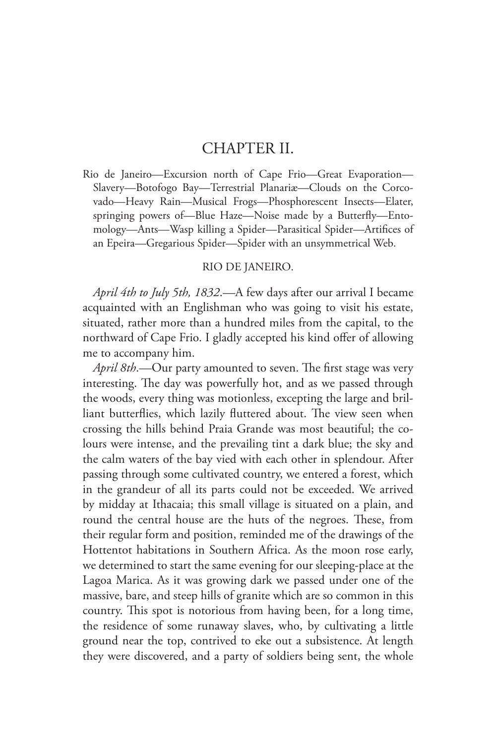# CHAPTER II.

Rio de Janeiro—Excursion north of Cape Frio—Great Evaporation—Slavery—Botofogo Bay—Terrestrial Planariæ—Clouds on the Corcovado—Heavy Rain—Musical Frogs—Phosphorescent Insects—Elater, springing powers of—Blue Haze—Noise made by a Butterfly—Entomology—Ants—Wasp killing a Spider—Parasitical Spider—Artifices of an Epeira—Gregarious Spider—Spider with an unsymmetrical Web.

## RIO DE JANEIRO.

*April 4th to July 5th, 1832.*—A few days after our arrival I became acquainted with an Englishman who was going to visit his estate, situated, rather more than a hundred miles from the capital, to the northward of Cape Frio. I gladly accepted his kind offer of allowing me to accompany him.

*April 8th.*—Our party amounted to seven. The first stage was very interesting. The day was powerfully hot, and as we passed through the woods, every thing was motionless, excepting the large and brilliant butterflies, which lazily fluttered about. The view seen when crossing the hills behind Praia Grande was most beautiful; the colours were intense, and the prevailing tint a dark blue; the sky and the calm waters of the bay vied with each other in splendour. After passing through some cultivated country, we entered a forest, which in the grandeur of all its parts could not be exceeded. We arrived by midday at Ithacaia; this small village is situated on a plain, and round the central house are the huts of the negroes. These, from their regular form and position, reminded me of the drawings of the Hottentot habitations in Southern Africa. As the moon rose early, we determined to start the same evening for our sleeping-place at the Lagoa Marica. As it was growing dark we passed under one of the massive, bare, and steep hills of granite which are so common in this country. This spot is notorious from having been, for a long time, the residence of some runaway slaves, who, by cultivating a little ground near the top, contrived to eke out a subsistence. At length they were discovered, and a party of soldiers being sent, the whole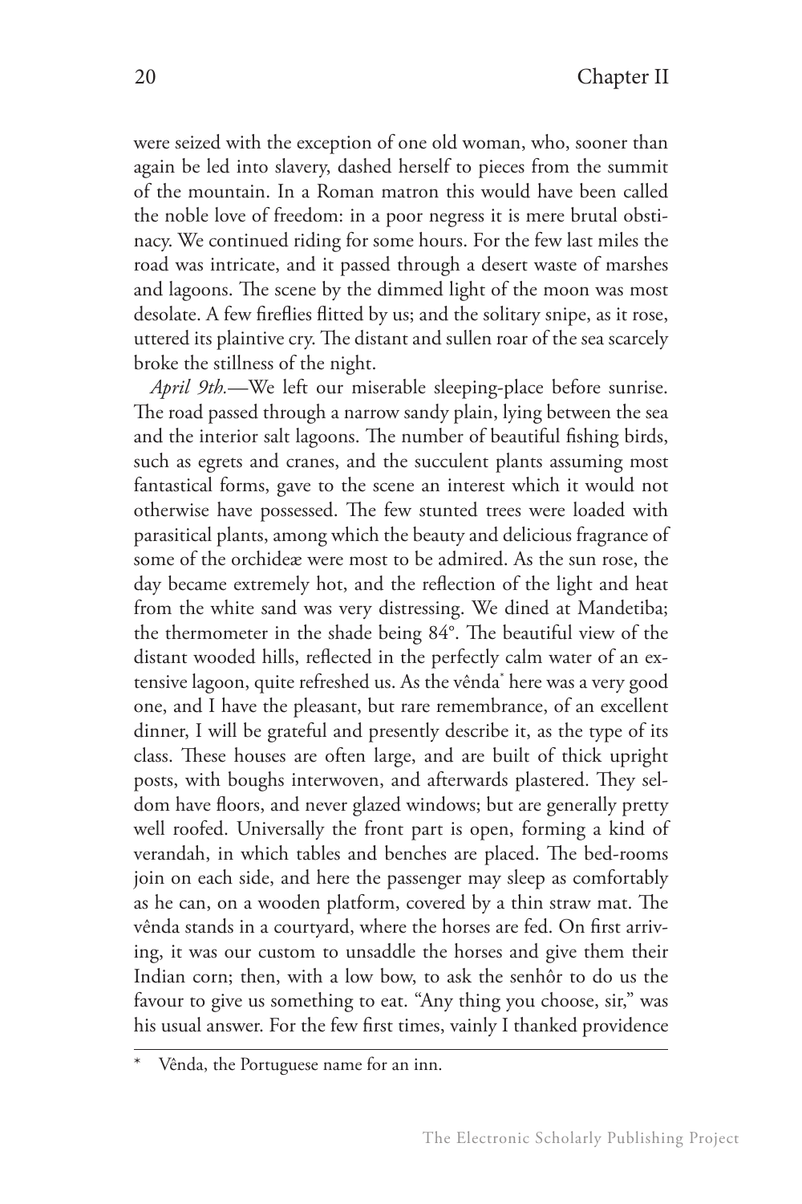were seized with the exception of one old woman, who, sooner than again be led into slavery, dashed herself to pieces from the summit of the mountain. In a Roman matron this would have been called the noble love of freedom: in a poor negress it is mere brutal obstinacy. We continued riding for some hours. For the few last miles the road was intricate, and it passed through a desert waste of marshes and lagoons. The scene by the dimmed light of the moon was most desolate. A few fireflies flitted by us; and the solitary snipe, as it rose, uttered its plaintive cry. The distant and sullen roar of the sea scarcely broke the stillness of the night.

*April 9th.*—We left our miserable sleeping-place before sunrise. The road passed through a narrow sandy plain, lying between the sea and the interior salt lagoons. The number of beautiful fishing birds, such as egrets and cranes, and the succulent plants assuming most fantastical forms, gave to the scene an interest which it would not otherwise have possessed. The few stunted trees were loaded with parasitical plants, among which the beauty and delicious fragrance of some of the orchideæ were most to be admired. As the sun rose, the day became extremely hot, and the reflection of the light and heat from the white sand was very distressing. We dined at Mandetiba; the thermometer in the shade being 84°. The beautiful view of the distant wooded hills, reflected in the perfectly calm water of an extensive lagoon, quite refreshed us. As the vênda* here was a very good one, and I have the pleasant, but rare remembrance, of an excellent dinner, I will be grateful and presently describe it, as the type of its class. These houses are often large, and are built of thick upright posts, with boughs interwoven, and afterwards plastered. They seldom have floors, and never glazed windows; but are generally pretty well roofed. Universally the front part is open, forming a kind of verandah, in which tables and benches are placed. The bed-rooms join on each side, and here the passenger may sleep as comfortably as he can, on a wooden platform, covered by a thin straw mat. The vênda stands in a courtyard, where the horses are fed. On first arriving, it was our custom to unsaddle the horses and give them their Indian corn; then, with a low bow, to ask the senhôr to do us the favour to give us something to eat. "Any thing you choose, sir," was his usual answer. For the few first times, vainly I thanked providence

---

\* Vênda, the Portuguese name for an inn.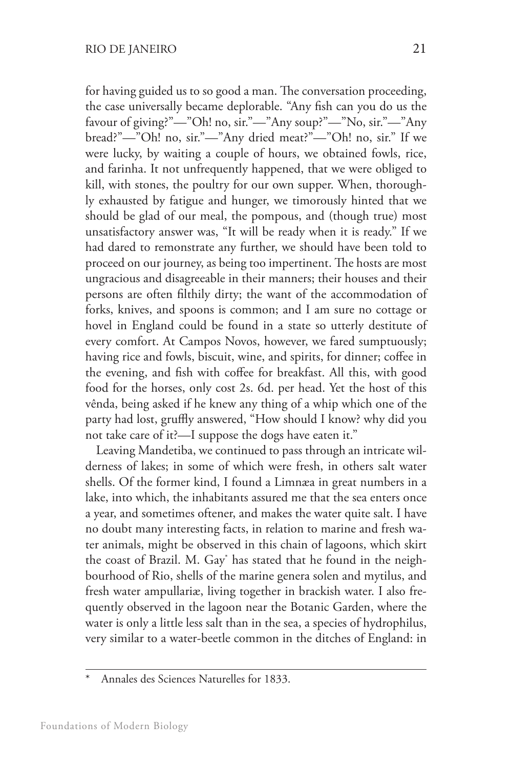for having guided us to so good a man. The conversation proceeding, the case universally became deplorable. "Any fish can you do us the favour of giving?"—"Oh! no, sir."—"Any soup?"—"No, sir."—"Any bread?"—"Oh! no, sir."—"Any dried meat?"—"Oh! no, sir." If we were lucky, by waiting a couple of hours, we obtained fowls, rice, and farinha. It not unfrequently happened, that we were obliged to kill, with stones, the poultry for our own supper. When, thoroughly exhausted by fatigue and hunger, we timorously hinted that we should be glad of our meal, the pompous, and (though true) most unsatisfactory answer was, "It will be ready when it is ready." If we had dared to remonstrate any further, we should have been told to proceed on our journey, as being too impertinent. The hosts are most ungracious and disagreeable in their manners; their houses and their persons are often filthily dirty; the want of the accommodation of forks, knives, and spoons is common; and I am sure no cottage or hovel in England could be found in a state so utterly destitute of every comfort. At Campos Novos, however, we fared sumptuously; having rice and fowls, biscuit, wine, and spirits, for dinner; coffee in the evening, and fish with coffee for breakfast. All this, with good food for the horses, only cost 2s. 6d. per head. Yet the host of this vênda, being asked if he knew any thing of a whip which one of the party had lost, gruffly answered, "How should I know? why did you not take care of it?—I suppose the dogs have eaten it."

Leaving Mandetiba, we continued to pass through an intricate wilderness of lakes; in some of which were fresh, in others salt water shells. Of the former kind, I found a Limnæa in great numbers in a lake, into which, the inhabitants assured me that the sea enters once a year, and sometimes oftener, and makes the water quite salt. I have no doubt many interesting facts, in relation to marine and fresh water animals, might be observed in this chain of lagoons, which skirt the coast of Brazil. M. Gay* has stated that he found in the neighbourhood of Rio, shells of the marine genera solen and mytilus, and fresh water ampullariæ, living together in brackish water. I also frequently observed in the lagoon near the Botanic Garden, where the water is only a little less salt than in the sea, a species of hydrophilus, very similar to a water-beetle common in the ditches of England: in

* Annales des Sciences Naturelles for 1833.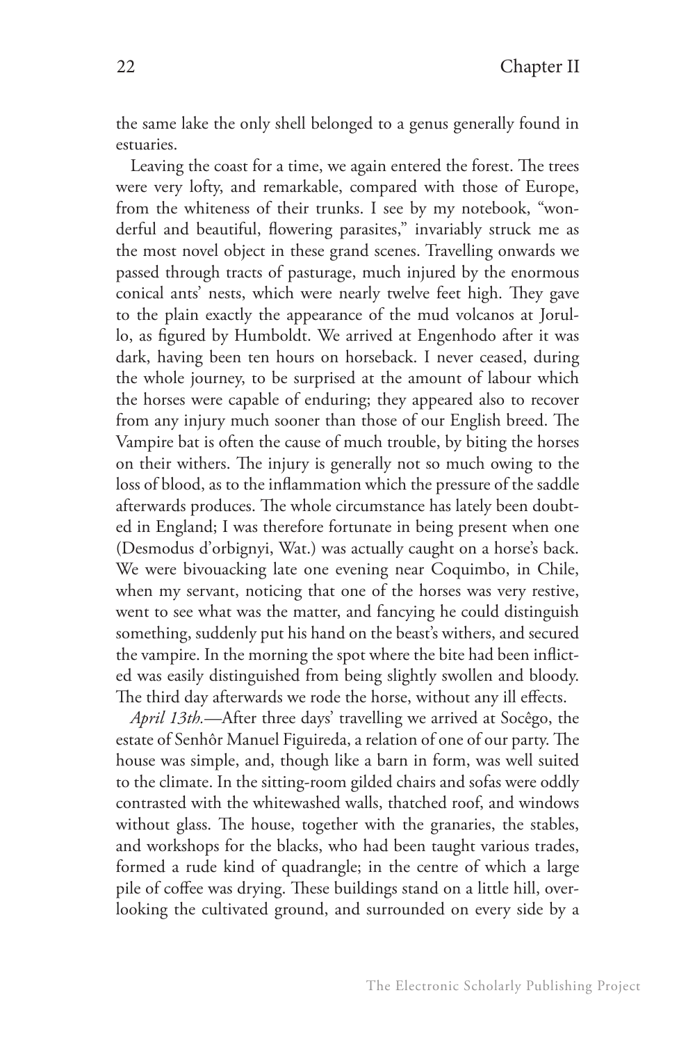the same lake the only shell belonged to a genus generally found in estuaries.

Leaving the coast for a time, we again entered the forest. The trees were very lofty, and remarkable, compared with those of Europe, from the whiteness of their trunks. I see by my notebook, "wonderful and beautiful, flowering parasites," invariably struck me as the most novel object in these grand scenes. Travelling onwards we passed through tracts of pasturage, much injured by the enormous conical ants' nests, which were nearly twelve feet high. They gave to the plain exactly the appearance of the mud volcanos at Jorullo, as figured by Humboldt. We arrived at Engenhodo after it was dark, having been ten hours on horseback. I never ceased, during the whole journey, to be surprised at the amount of labour which the horses were capable of enduring; they appeared also to recover from any injury much sooner than those of our English breed. The Vampire bat is often the cause of much trouble, by biting the horses on their withers. The injury is generally not so much owing to the loss of blood, as to the inflammation which the pressure of the saddle afterwards produces. The whole circumstance has lately been doubted in England; I was therefore fortunate in being present when one (Desmodus d'orbignyi, Wat.) was actually caught on a horse's back. We were bivouacking late one evening near Coquimbo, in Chile, when my servant, noticing that one of the horses was very restive, went to see what was the matter, and fancying he could distinguish something, suddenly put his hand on the beast's withers, and secured the vampire. In the morning the spot where the bite had been inflicted was easily distinguished from being slightly swollen and bloody. The third day afterwards we rode the horse, without any ill effects.

*April 13th.*—After three days' travelling we arrived at Socêgo, the estate of Senhôr Manuel Figuireda, a relation of one of our party. The house was simple, and, though like a barn in form, was well suited to the climate. In the sitting-room gilded chairs and sofas were oddly contrasted with the whitewashed walls, thatched roof, and windows without glass. The house, together with the granaries, the stables, and workshops for the blacks, who had been taught various trades, formed a rude kind of quadrangle; in the centre of which a large pile of coffee was drying. These buildings stand on a little hill, overlooking the cultivated ground, and surrounded on every side by a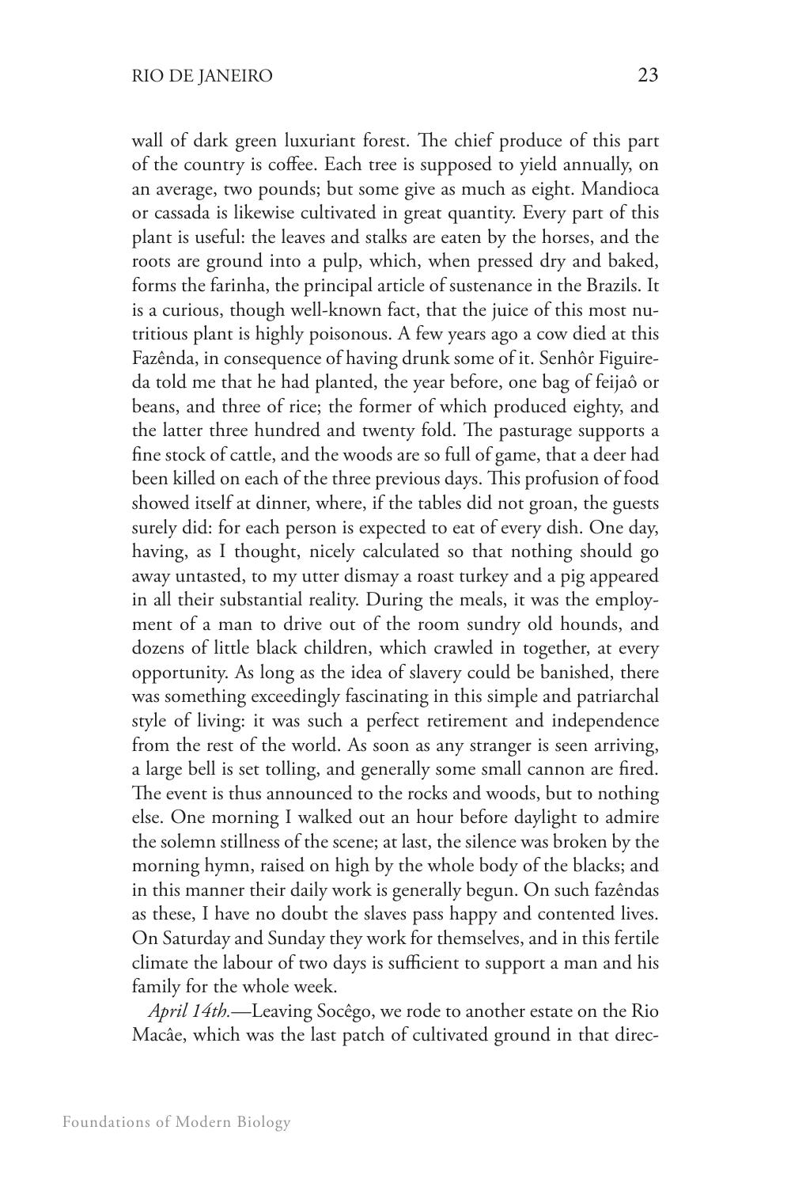wall of dark green luxuriant forest. The chief produce of this part of the country is coffee. Each tree is supposed to yield annually, on an average, two pounds; but some give as much as eight. Mandioca or cassada is likewise cultivated in great quantity. Every part of this plant is useful: the leaves and stalks are eaten by the horses, and the roots are ground into a pulp, which, when pressed dry and baked, forms the farinha, the principal article of sustenance in the Brazils. It is a curious, though well-known fact, that the juice of this most nutritious plant is highly poisonous. A few years ago a cow died at this Fazênda, in consequence of having drunk some of it. Senhôr Figuireda told me that he had planted, the year before, one bag of feijaô or beans, and three of rice; the former of which produced eighty, and the latter three hundred and twenty fold. The pasturage supports a fine stock of cattle, and the woods are so full of game, that a deer had been killed on each of the three previous days. This profusion of food showed itself at dinner, where, if the tables did not groan, the guests surely did: for each person is expected to eat of every dish. One day, having, as I thought, nicely calculated so that nothing should go away untasted, to my utter dismay a roast turkey and a pig appeared in all their substantial reality. During the meals, it was the employment of a man to drive out of the room sundry old hounds, and dozens of little black children, which crawled in together, at every opportunity. As long as the idea of slavery could be banished, there was something exceedingly fascinating in this simple and patriarchal style of living: it was such a perfect retirement and independence from the rest of the world. As soon as any stranger is seen arriving, a large bell is set tolling, and generally some small cannon are fired. The event is thus announced to the rocks and woods, but to nothing else. One morning I walked out an hour before daylight to admire the solemn stillness of the scene; at last, the silence was broken by the morning hymn, raised on high by the whole body of the blacks; and in this manner their daily work is generally begun. On such fazêndas as these, I have no doubt the slaves pass happy and contented lives. On Saturday and Sunday they work for themselves, and in this fertile climate the labour of two days is sufficient to support a man and his family for the whole week.

*April 14th.*—Leaving Socêgo, we rode to another estate on the Rio Macâe, which was the last patch of cultivated ground in that direc-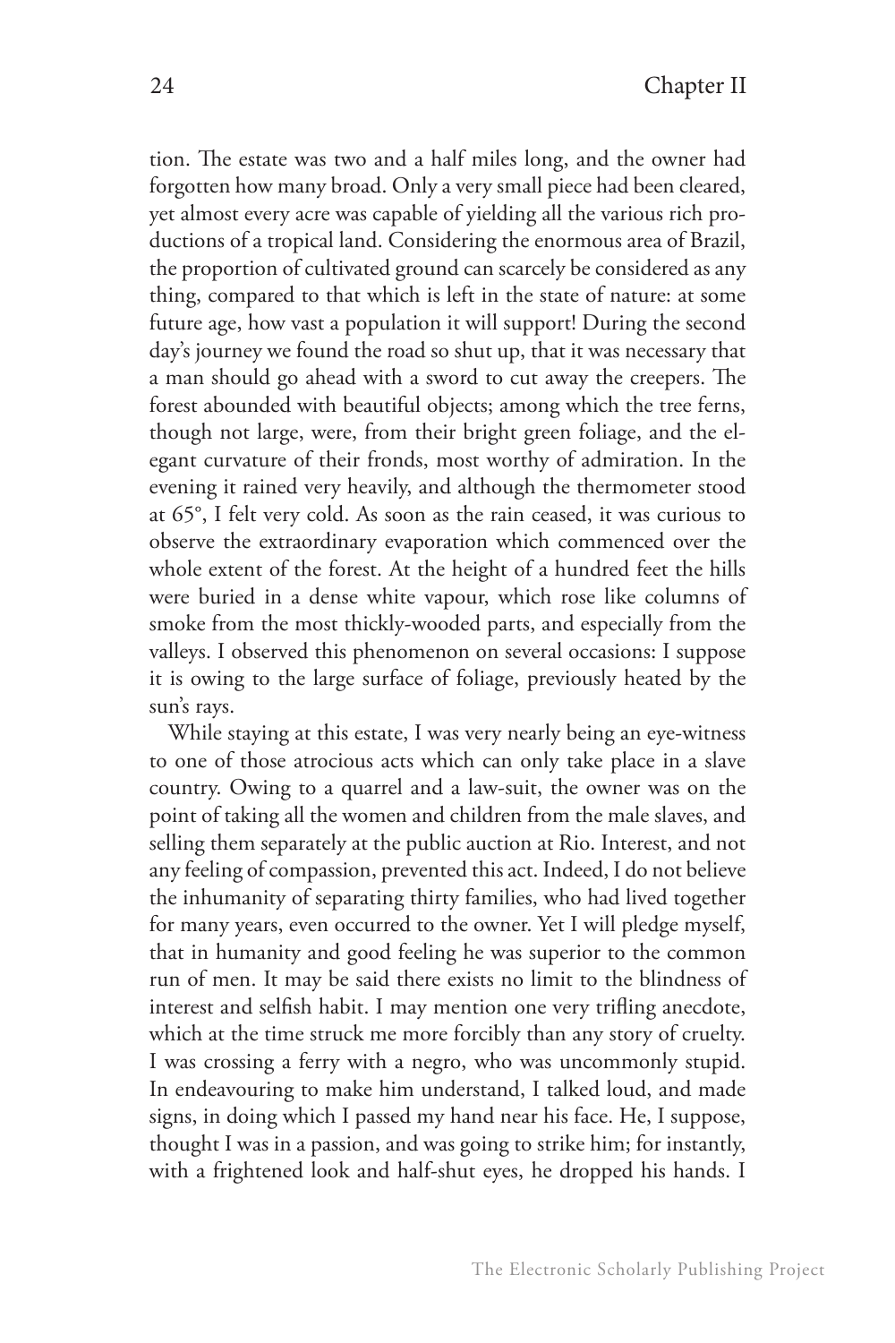tion. The estate was two and a half miles long, and the owner had forgotten how many broad. Only a very small piece had been cleared, yet almost every acre was capable of yielding all the various rich productions of a tropical land. Considering the enormous area of Brazil, the proportion of cultivated ground can scarcely be considered as any thing, compared to that which is left in the state of nature: at some future age, how vast a population it will support! During the second day's journey we found the road so shut up, that it was necessary that a man should go ahead with a sword to cut away the creepers. The forest abounded with beautiful objects; among which the tree ferns, though not large, were, from their bright green foliage, and the elegant curvature of their fronds, most worthy of admiration. In the evening it rained very heavily, and although the thermometer stood at 65°, I felt very cold. As soon as the rain ceased, it was curious to observe the extraordinary evaporation which commenced over the whole extent of the forest. At the height of a hundred feet the hills were buried in a dense white vapour, which rose like columns of smoke from the most thickly-wooded parts, and especially from the valleys. I observed this phenomenon on several occasions: I suppose it is owing to the large surface of foliage, previously heated by the sun's rays.

While staying at this estate, I was very nearly being an eye-witness to one of those atrocious acts which can only take place in a slave country. Owing to a quarrel and a law-suit, the owner was on the point of taking all the women and children from the male slaves, and selling them separately at the public auction at Rio. Interest, and not any feeling of compassion, prevented this act. Indeed, I do not believe the inhumanity of separating thirty families, who had lived together for many years, even occurred to the owner. Yet I will pledge myself, that in humanity and good feeling he was superior to the common run of men. It may be said there exists no limit to the blindness of interest and selfish habit. I may mention one very trifling anecdote, which at the time struck me more forcibly than any story of cruelty. I was crossing a ferry with a negro, who was uncommonly stupid. In endeavouring to make him understand, I talked loud, and made signs, in doing which I passed my hand near his face. He, I suppose, thought I was in a passion, and was going to strike him; for instantly, with a frightened look and half-shut eyes, he dropped his hands. I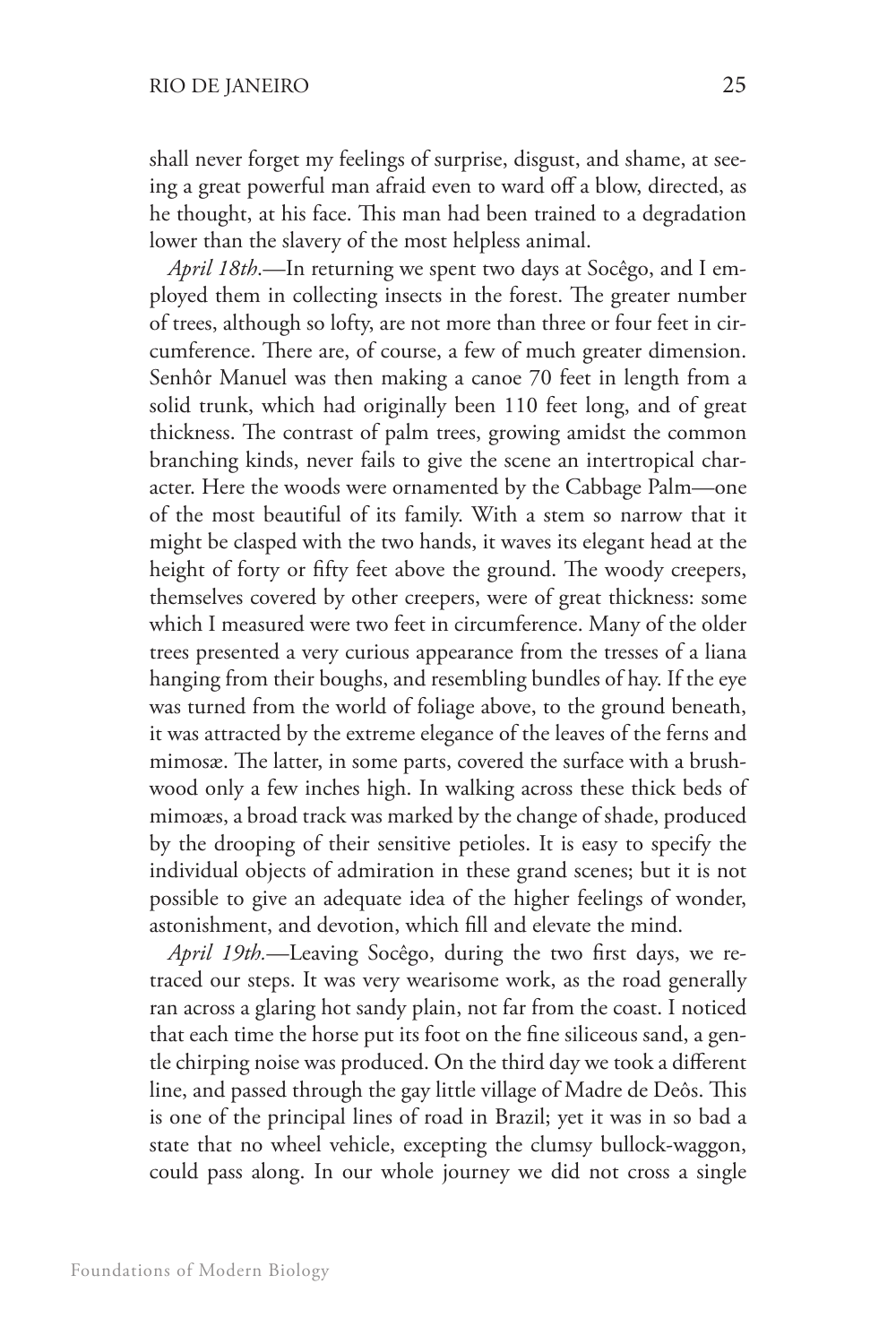shall never forget my feelings of surprise, disgust, and shame, at seeing a great powerful man afraid even to ward off a blow, directed, as he thought, at his face. This man had been trained to a degradation lower than the slavery of the most helpless animal.

*April 18th.*—In returning we spent two days at Socêgo, and I employed them in collecting insects in the forest. The greater number of trees, although so lofty, are not more than three or four feet in circumference. There are, of course, a few of much greater dimension. Senhôr Manuel was then making a canoe 70 feet in length from a solid trunk, which had originally been 110 feet long, and of great thickness. The contrast of palm trees, growing amidst the common branching kinds, never fails to give the scene an intertropical character. Here the woods were ornamented by the Cabbage Palm—one of the most beautiful of its family. With a stem so narrow that it might be clasped with the two hands, it waves its elegant head at the height of forty or fifty feet above the ground. The woody creepers, themselves covered by other creepers, were of great thickness: some which I measured were two feet in circumference. Many of the older trees presented a very curious appearance from the tresses of a liana hanging from their boughs, and resembling bundles of hay. If the eye was turned from the world of foliage above, to the ground beneath, it was attracted by the extreme elegance of the leaves of the ferns and mimosæ. The latter, in some parts, covered the surface with a brushwood only a few inches high. In walking across these thick beds of mimoæs, a broad track was marked by the change of shade, produced by the drooping of their sensitive petioles. It is easy to specify the individual objects of admiration in these grand scenes; but it is not possible to give an adequate idea of the higher feelings of wonder, astonishment, and devotion, which fill and elevate the mind.

*April 19th.*—Leaving Socêgo, during the two first days, we retraced our steps. It was very wearisome work, as the road generally ran across a glaring hot sandy plain, not far from the coast. I noticed that each time the horse put its foot on the fine siliceous sand, a gentle chirping noise was produced. On the third day we took a different line, and passed through the gay little village of Madre de Deôs. This is one of the principal lines of road in Brazil; yet it was in so bad a state that no wheel vehicle, excepting the clumsy bullock-waggon, could pass along. In our whole journey we did not cross a single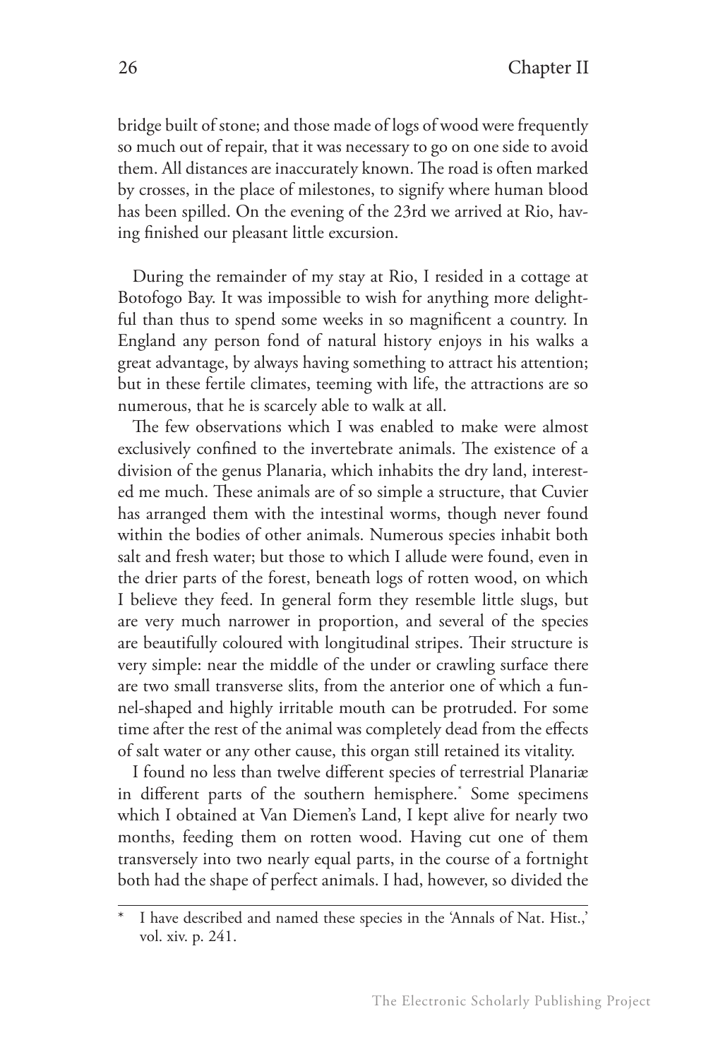bridge built of stone; and those made of logs of wood were frequently so much out of repair, that it was necessary to go on one side to avoid them. All distances are inaccurately known. The road is often marked by crosses, in the place of milestones, to signify where human blood has been spilled. On the evening of the 23rd we arrived at Rio, having finished our pleasant little excursion.

During the remainder of my stay at Rio, I resided in a cottage at Botofogo Bay. It was impossible to wish for anything more delightful than thus to spend some weeks in so magnificent a country. In England any person fond of natural history enjoys in his walks a great advantage, by always having something to attract his attention; but in these fertile climates, teeming with life, the attractions are so numerous, that he is scarcely able to walk at all.

The few observations which I was enabled to make were almost exclusively confined to the invertebrate animals. The existence of a division of the genus Planaria, which inhabits the dry land, interested me much. These animals are of so simple a structure, that Cuvier has arranged them with the intestinal worms, though never found within the bodies of other animals. Numerous species inhabit both salt and fresh water; but those to which I allude were found, even in the drier parts of the forest, beneath logs of rotten wood, on which I believe they feed. In general form they resemble little slugs, but are very much narrower in proportion, and several of the species are beautifully coloured with longitudinal stripes. Their structure is very simple: near the middle of the under or crawling surface there are two small transverse slits, from the anterior one of which a funnel-shaped and highly irritable mouth can be protruded. For some time after the rest of the animal was completely dead from the effects of salt water or any other cause, this organ still retained its vitality.

I found no less than twelve different species of terrestrial Planariæ in different parts of the southern hemisphere.* Some specimens which I obtained at Van Diemen's Land, I kept alive for nearly two months, feeding them on rotten wood. Having cut one of them transversely into two nearly equal parts, in the course of a fortnight both had the shape of perfect animals. I had, however, so divided the

---

\* I have described and named these species in the 'Annals of Nat. Hist.,' vol. xiv. p. 241.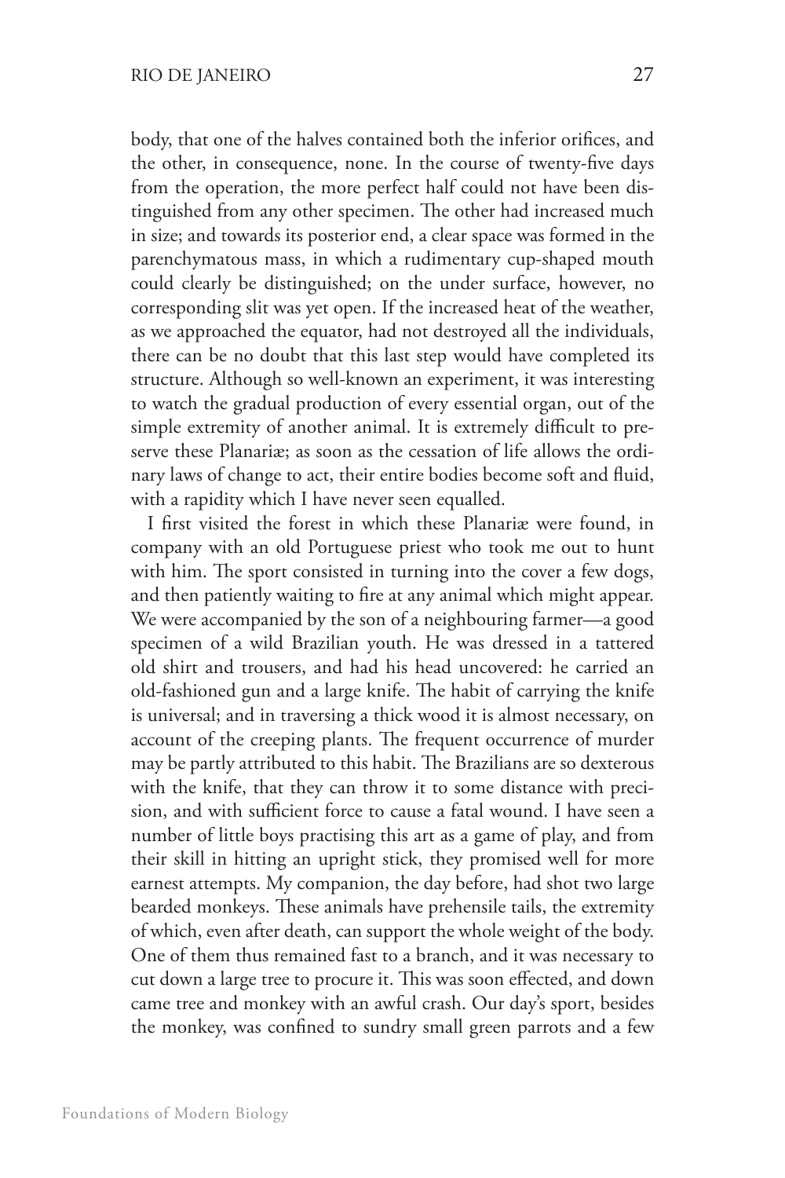body, that one of the halves contained both the inferior orifices, and the other, in consequence, none. In the course of twenty-five days from the operation, the more perfect half could not have been distinguished from any other specimen. The other had increased much in size; and towards its posterior end, a clear space was formed in the parenchymatous mass, in which a rudimentary cup-shaped mouth could clearly be distinguished; on the under surface, however, no corresponding slit was yet open. If the increased heat of the weather, as we approached the equator, had not destroyed all the individuals, there can be no doubt that this last step would have completed its structure. Although so well-known an experiment, it was interesting to watch the gradual production of every essential organ, out of the simple extremity of another animal. It is extremely difficult to preserve these Planariæ; as soon as the cessation of life allows the ordinary laws of change to act, their entire bodies become soft and fluid, with a rapidity which I have never seen equalled.

I first visited the forest in which these Planariæ were found, in company with an old Portuguese priest who took me out to hunt with him. The sport consisted in turning into the cover a few dogs, and then patiently waiting to fire at any animal which might appear. We were accompanied by the son of a neighbouring farmer—a good specimen of a wild Brazilian youth. He was dressed in a tattered old shirt and trousers, and had his head uncovered: he carried an old-fashioned gun and a large knife. The habit of carrying the knife is universal; and in traversing a thick wood it is almost necessary, on account of the creeping plants. The frequent occurrence of murder may be partly attributed to this habit. The Brazilians are so dexterous with the knife, that they can throw it to some distance with precision, and with sufficient force to cause a fatal wound. I have seen a number of little boys practising this art as a game of play, and from their skill in hitting an upright stick, they promised well for more earnest attempts. My companion, the day before, had shot two large bearded monkeys. These animals have prehensile tails, the extremity of which, even after death, can support the whole weight of the body. One of them thus remained fast to a branch, and it was necessary to cut down a large tree to procure it. This was soon effected, and down came tree and monkey with an awful crash. Our day's sport, besides the monkey, was confined to sundry small green parrots and a few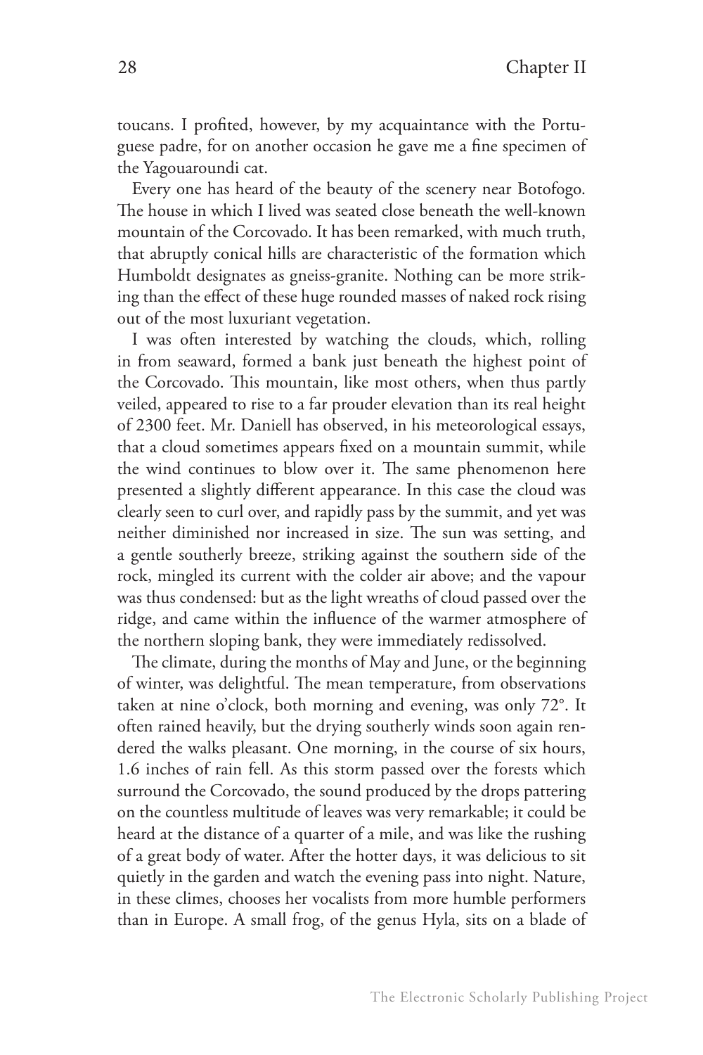toucans. I profited, however, by my acquaintance with the Portuguese padre, for on another occasion he gave me a fine specimen of the Yagouaroundi cat.

Every one has heard of the beauty of the scenery near Botofogo. The house in which I lived was seated close beneath the well-known mountain of the Corcovado. It has been remarked, with much truth, that abruptly conical hills are characteristic of the formation which Humboldt designates as gneiss-granite. Nothing can be more striking than the effect of these huge rounded masses of naked rock rising out of the most luxuriant vegetation.

I was often interested by watching the clouds, which, rolling in from seaward, formed a bank just beneath the highest point of the Corcovado. This mountain, like most others, when thus partly veiled, appeared to rise to a far prouder elevation than its real height of 2300 feet. Mr. Daniell has observed, in his meteorological essays, that a cloud sometimes appears fixed on a mountain summit, while the wind continues to blow over it. The same phenomenon here presented a slightly different appearance. In this case the cloud was clearly seen to curl over, and rapidly pass by the summit, and yet was neither diminished nor increased in size. The sun was setting, and a gentle southerly breeze, striking against the southern side of the rock, mingled its current with the colder air above; and the vapour was thus condensed: but as the light wreaths of cloud passed over the ridge, and came within the influence of the warmer atmosphere of the northern sloping bank, they were immediately redissolved.

The climate, during the months of May and June, or the beginning of winter, was delightful. The mean temperature, from observations taken at nine o'clock, both morning and evening, was only 72°. It often rained heavily, but the drying southerly winds soon again rendered the walks pleasant. One morning, in the course of six hours, 1.6 inches of rain fell. As this storm passed over the forests which surround the Corcovado, the sound produced by the drops pattering on the countless multitude of leaves was very remarkable; it could be heard at the distance of a quarter of a mile, and was like the rushing of a great body of water. After the hotter days, it was delicious to sit quietly in the garden and watch the evening pass into night. Nature, in these climes, chooses her vocalists from more humble performers than in Europe. A small frog, of the genus Hyla, sits on a blade of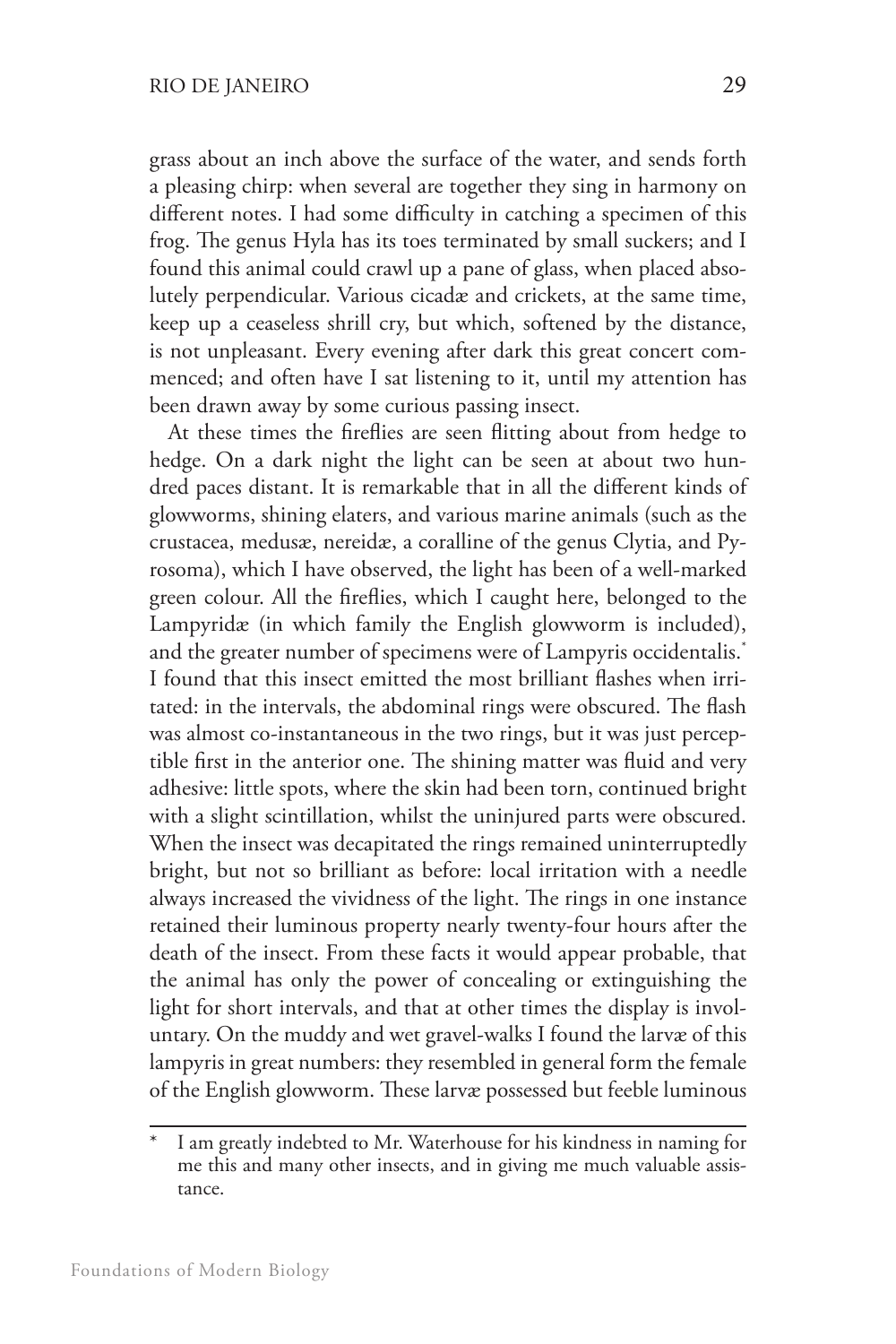grass about an inch above the surface of the water, and sends forth a pleasing chirp: when several are together they sing in harmony on different notes. I had some difficulty in catching a specimen of this frog. The genus Hyla has its toes terminated by small suckers; and I found this animal could crawl up a pane of glass, when placed absolutely perpendicular. Various cicadæ and crickets, at the same time, keep up a ceaseless shrill cry, but which, softened by the distance, is not unpleasant. Every evening after dark this great concert commenced; and often have I sat listening to it, until my attention has been drawn away by some curious passing insect.

At these times the fireflies are seen flitting about from hedge to hedge. On a dark night the light can be seen at about two hundred paces distant. It is remarkable that in all the different kinds of glowworms, shining elaters, and various marine animals (such as the crustacea, medusæ, nereidæ, a coralline of the genus Clytia, and Pyrosoma), which I have observed, the light has been of a well-marked green colour. All the fireflies, which I caught here, belonged to the Lampyridæ (in which family the English glowworm is included), and the greater number of specimens were of Lampyris occidentalis.* I found that this insect emitted the most brilliant flashes when irritated: in the intervals, the abdominal rings were obscured. The flash was almost co-instantaneous in the two rings, but it was just perceptible first in the anterior one. The shining matter was fluid and very adhesive: little spots, where the skin had been torn, continued bright with a slight scintillation, whilst the uninjured parts were obscured. When the insect was decapitated the rings remained uninterruptedly bright, but not so brilliant as before: local irritation with a needle always increased the vividness of the light. The rings in one instance retained their luminous property nearly twenty-four hours after the death of the insect. From these facts it would appear probable, that the animal has only the power of concealing or extinguishing the light for short intervals, and that at other times the display is involuntary. On the muddy and wet gravel-walks I found the larvæ of this lampyris in great numbers: they resembled in general form the female of the English glowworm. These larvæ possessed but feeble luminous

---

* I am greatly indebted to Mr. Waterhouse for his kindness in naming for me this and many other insects, and in giving me much valuable assistance.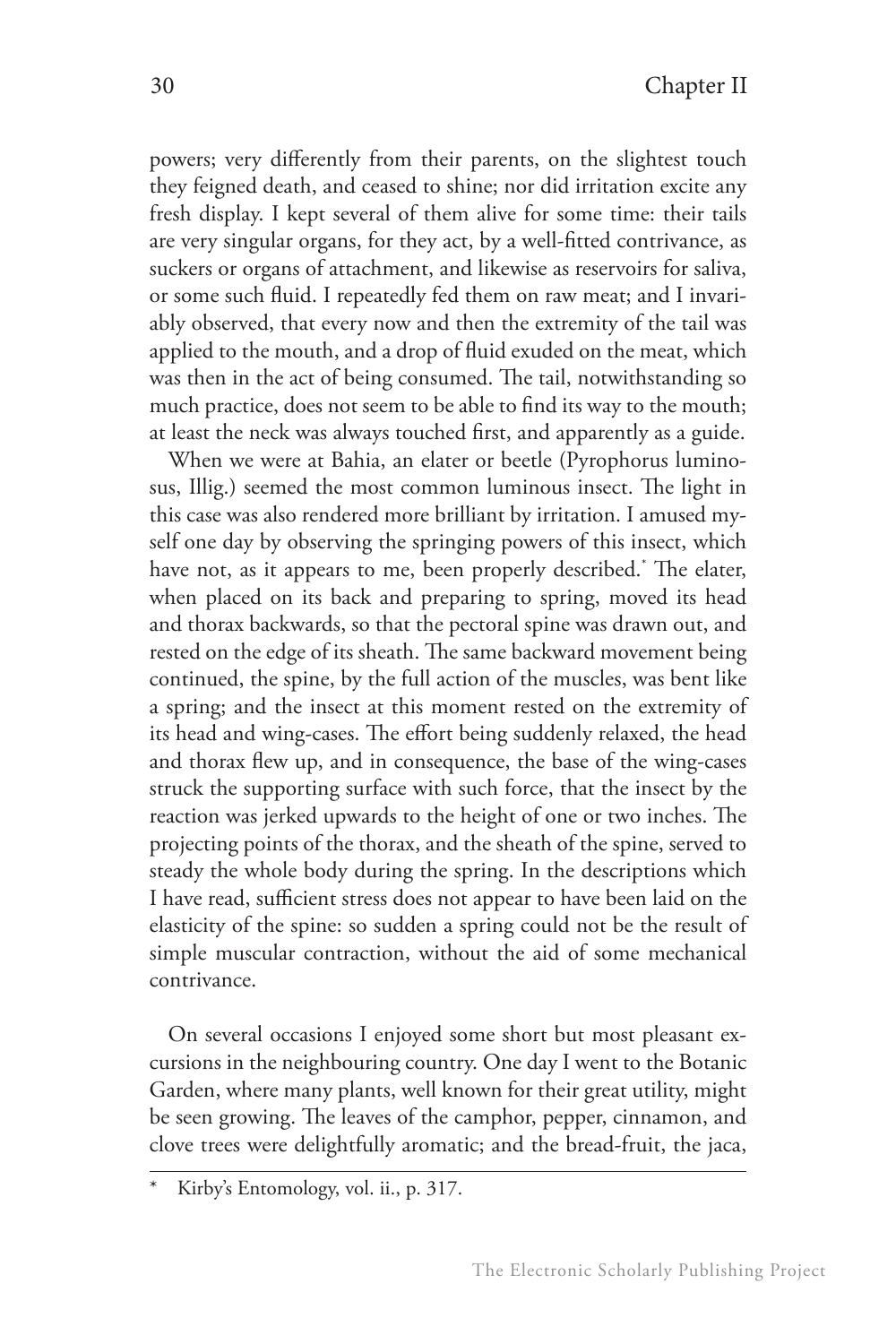powers; very differently from their parents, on the slightest touch they feigned death, and ceased to shine; nor did irritation excite any fresh display. I kept several of them alive for some time: their tails are very singular organs, for they act, by a well-fitted contrivance, as suckers or organs of attachment, and likewise as reservoirs for saliva, or some such fluid. I repeatedly fed them on raw meat; and I invariably observed, that every now and then the extremity of the tail was applied to the mouth, and a drop of fluid exuded on the meat, which was then in the act of being consumed. The tail, notwithstanding so much practice, does not seem to be able to find its way to the mouth; at least the neck was always touched first, and apparently as a guide.

When we were at Bahia, an elater or beetle (Pyrophorus luminosus, Illig.) seemed the most common luminous insect. The light in this case was also rendered more brilliant by irritation. I amused myself one day by observing the springing powers of this insect, which have not, as it appears to me, been properly described.* The elater, when placed on its back and preparing to spring, moved its head and thorax backwards, so that the pectoral spine was drawn out, and rested on the edge of its sheath. The same backward movement being continued, the spine, by the full action of the muscles, was bent like a spring; and the insect at this moment rested on the extremity of its head and wing-cases. The effort being suddenly relaxed, the head and thorax flew up, and in consequence, the base of the wing-cases struck the supporting surface with such force, that the insect by the reaction was jerked upwards to the height of one or two inches. The projecting points of the thorax, and the sheath of the spine, served to steady the whole body during the spring. In the descriptions which I have read, sufficient stress does not appear to have been laid on the elasticity of the spine: so sudden a spring could not be the result of simple muscular contraction, without the aid of some mechanical contrivance.

On several occasions I enjoyed some short but most pleasant excursions in the neighbouring country. One day I went to the Botanic Garden, where many plants, well known for their great utility, might be seen growing. The leaves of the camphor, pepper, cinnamon, and clove trees were delightfully aromatic; and the bread-fruit, the jaca,

---

\* Kirby's Entomology, vol. ii., p. 317.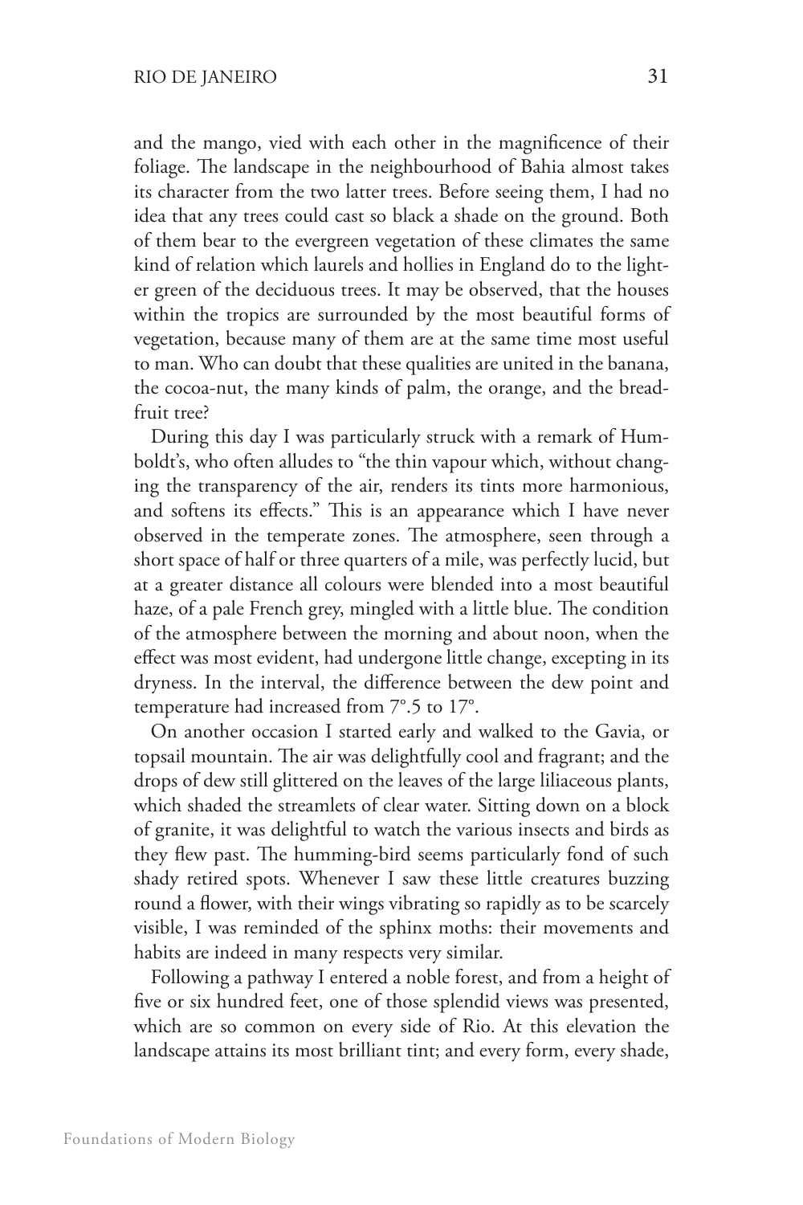and the mango, vied with each other in the magnificence of their foliage. The landscape in the neighbourhood of Bahia almost takes its character from the two latter trees. Before seeing them, I had no idea that any trees could cast so black a shade on the ground. Both of them bear to the evergreen vegetation of these climates the same kind of relation which laurels and hollies in England do to the lighter green of the deciduous trees. It may be observed, that the houses within the tropics are surrounded by the most beautiful forms of vegetation, because many of them are at the same time most useful to man. Who can doubt that these qualities are united in the banana, the cocoa-nut, the many kinds of palm, the orange, and the bread-fruit tree?

During this day I was particularly struck with a remark of Humboldt's, who often alludes to "the thin vapour which, without changing the transparency of the air, renders its tints more harmonious, and softens its effects." This is an appearance which I have never observed in the temperate zones. The atmosphere, seen through a short space of half or three quarters of a mile, was perfectly lucid, but at a greater distance all colours were blended into a most beautiful haze, of a pale French grey, mingled with a little blue. The condition of the atmosphere between the morning and about noon, when the effect was most evident, had undergone little change, excepting in its dryness. In the interval, the difference between the dew point and temperature had increased from 7°.5 to 17°.

On another occasion I started early and walked to the Gavia, or topsail mountain. The air was delightfully cool and fragrant; and the drops of dew still glittered on the leaves of the large liliaceous plants, which shaded the streamlets of clear water. Sitting down on a block of granite, it was delightful to watch the various insects and birds as they flew past. The humming-bird seems particularly fond of such shady retired spots. Whenever I saw these little creatures buzzing round a flower, with their wings vibrating so rapidly as to be scarcely visible, I was reminded of the sphinx moths: their movements and habits are indeed in many respects very similar.

Following a pathway I entered a noble forest, and from a height of five or six hundred feet, one of those splendid views was presented, which are so common on every side of Rio. At this elevation the landscape attains its most brilliant tint; and every form, every shade,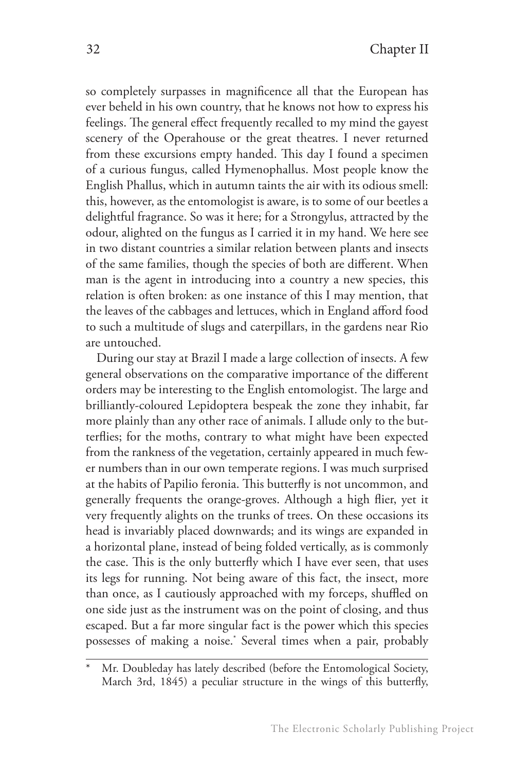so completely surpasses in magnificence all that the European has ever beheld in his own country, that he knows not how to express his feelings. The general effect frequently recalled to my mind the gayest scenery of the Operahouse or the great theatres. I never returned from these excursions empty handed. This day I found a specimen of a curious fungus, called Hymenophallus. Most people know the English Phallus, which in autumn taints the air with its odious smell: this, however, as the entomologist is aware, is to some of our beetles a delightful fragrance. So was it here; for a Strongylus, attracted by the odour, alighted on the fungus as I carried it in my hand. We here see in two distant countries a similar relation between plants and insects of the same families, though the species of both are different. When man is the agent in introducing into a country a new species, this relation is often broken: as one instance of this I may mention, that the leaves of the cabbages and lettuces, which in England afford food to such a multitude of slugs and caterpillars, in the gardens near Rio are untouched.

During our stay at Brazil I made a large collection of insects. A few general observations on the comparative importance of the different orders may be interesting to the English entomologist. The large and brilliantly-coloured Lepidoptera bespeak the zone they inhabit, far more plainly than any other race of animals. I allude only to the butterflies; for the moths, contrary to what might have been expected from the rankness of the vegetation, certainly appeared in much fewer numbers than in our own temperate regions. I was much surprised at the habits of Papilio feronia. This butterfly is not uncommon, and generally frequents the orange-groves. Although a high flier, yet it very frequently alights on the trunks of trees. On these occasions its head is invariably placed downwards; and its wings are expanded in a horizontal plane, instead of being folded vertically, as is commonly the case. This is the only butterfly which I have ever seen, that uses its legs for running. Not being aware of this fact, the insect, more than once, as I cautiously approached with my forceps, shuffled on one side just as the instrument was on the point of closing, and thus escaped. But a far more singular fact is the power which this species possesses of making a noise.* Several times when a pair, probably

\* Mr. Doubleday has lately described (before the Entomological Society, March 3rd, 1845) a peculiar structure in the wings of this butterfly,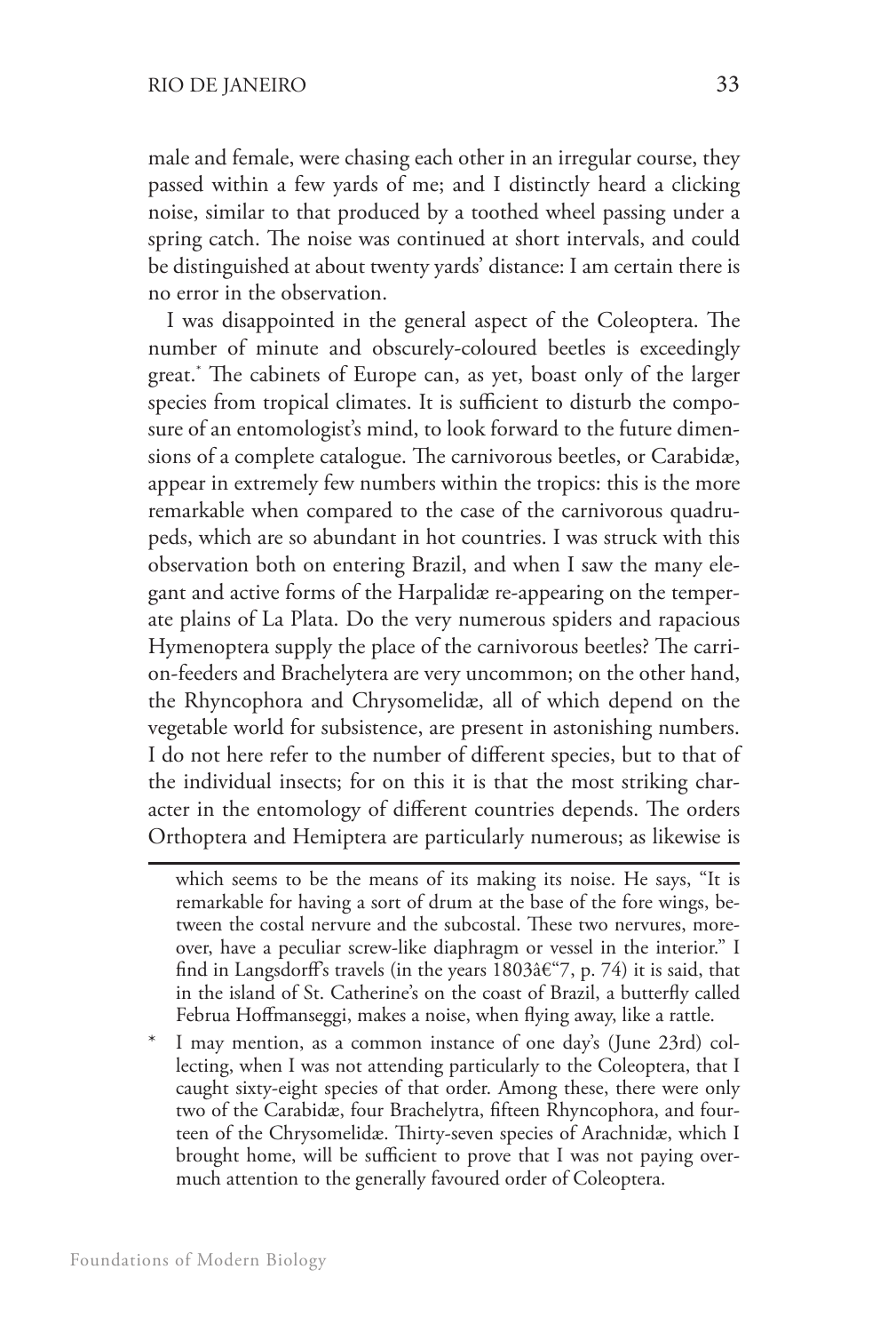male and female, were chasing each other in an irregular course, they passed within a few yards of me; and I distinctly heard a clicking noise, similar to that produced by a toothed wheel passing under a spring catch. The noise was continued at short intervals, and could be distinguished at about twenty yards' distance: I am certain there is no error in the observation.

I was disappointed in the general aspect of the Coleoptera. The number of minute and obscurely-coloured beetles is exceedingly great.* The cabinets of Europe can, as yet, boast only of the larger species from tropical climates. It is sufficient to disturb the composure of an entomologist's mind, to look forward to the future dimensions of a complete catalogue. The carnivorous beetles, or Carabidæ, appear in extremely few numbers within the tropics: this is the more remarkable when compared to the case of the carnivorous quadrupeds, which are so abundant in hot countries. I was struck with this observation both on entering Brazil, and when I saw the many elegant and active forms of the Harpalidæ re-appearing on the temperate plains of La Plata. Do the very numerous spiders and rapacious Hymenoptera supply the place of the carnivorous beetles? The carrion-feeders and Brachelytera are very uncommon; on the other hand, the Rhyncophora and Chrysomelidæ, all of which depend on the vegetable world for subsistence, are present in astonishing numbers. I do not here refer to the number of different species, but to that of the individual insects; for on this it is that the most striking character in the entomology of different countries depends. The orders Orthoptera and Hemiptera are particularly numerous; as likewise is

---

which seems to be the means of its making its noise. He says, "It is remarkable for having a sort of drum at the base of the fore wings, between the costal nervure and the subcostal. These two nervures, moreover, have a peculiar screw-like diaphragm or vessel in the interior." I find in Langsdorff's travels (in the years 1803â€"7, p. 74) it is said, that in the island of St. Catherine's on the coast of Brazil, a butterfly called Februa Hoffmanseggi, makes a noise, when flying away, like a rattle.

\* I may mention, as a common instance of one day's (June 23rd) collecting, when I was not attending particularly to the Coleoptera, that I caught sixty-eight species of that order. Among these, there were only two of the Carabidæ, four Brachelytra, fifteen Rhyncophora, and fourteen of the Chrysomelidæ. Thirty-seven species of Arachnidæ, which I brought home, will be sufficient to prove that I was not paying overmuch attention to the generally favoured order of Coleoptera.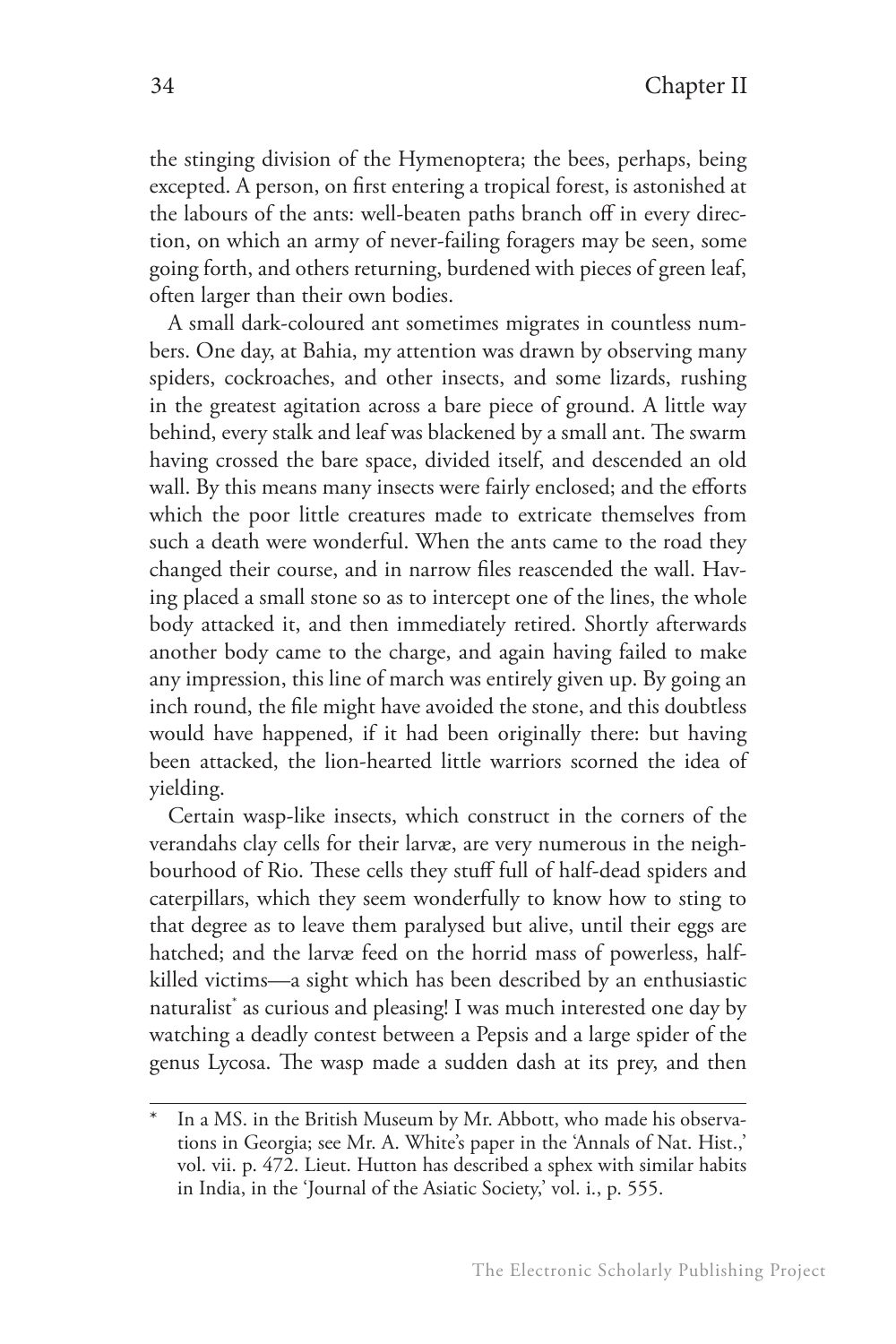the stinging division of the Hymenoptera; the bees, perhaps, being excepted. A person, on first entering a tropical forest, is astonished at the labours of the ants: well-beaten paths branch off in every direction, on which an army of never-failing foragers may be seen, some going forth, and others returning, burdened with pieces of green leaf, often larger than their own bodies.

A small dark-coloured ant sometimes migrates in countless numbers. One day, at Bahia, my attention was drawn by observing many spiders, cockroaches, and other insects, and some lizards, rushing in the greatest agitation across a bare piece of ground. A little way behind, every stalk and leaf was blackened by a small ant. The swarm having crossed the bare space, divided itself, and descended an old wall. By this means many insects were fairly enclosed; and the efforts which the poor little creatures made to extricate themselves from such a death were wonderful. When the ants came to the road they changed their course, and in narrow files reascended the wall. Having placed a small stone so as to intercept one of the lines, the whole body attacked it, and then immediately retired. Shortly afterwards another body came to the charge, and again having failed to make any impression, this line of march was entirely given up. By going an inch round, the file might have avoided the stone, and this doubtless would have happened, if it had been originally there: but having been attacked, the lion-hearted little warriors scorned the idea of yielding.

Certain wasp-like insects, which construct in the corners of the verandahs clay cells for their larvæ, are very numerous in the neighbourhood of Rio. These cells they stuff full of half-dead spiders and caterpillars, which they seem wonderfully to know how to sting to that degree as to leave them paralysed but alive, until their eggs are hatched; and the larvæ feed on the horrid mass of powerless, half-killed victims—a sight which has been described by an enthusiastic naturalist* as curious and pleasing! I was much interested one day by watching a deadly contest between a Pepsis and a large spider of the genus Lycosa. The wasp made a sudden dash at its prey, and then

---

\* In a MS. in the British Museum by Mr. Abbott, who made his observations in Georgia; see Mr. A. White's paper in the 'Annals of Nat. Hist.,' vol. vii. p. 472. Lieut. Hutton has described a sphex with similar habits in India, in the 'Journal of the Asiatic Society,' vol. i., p. 555.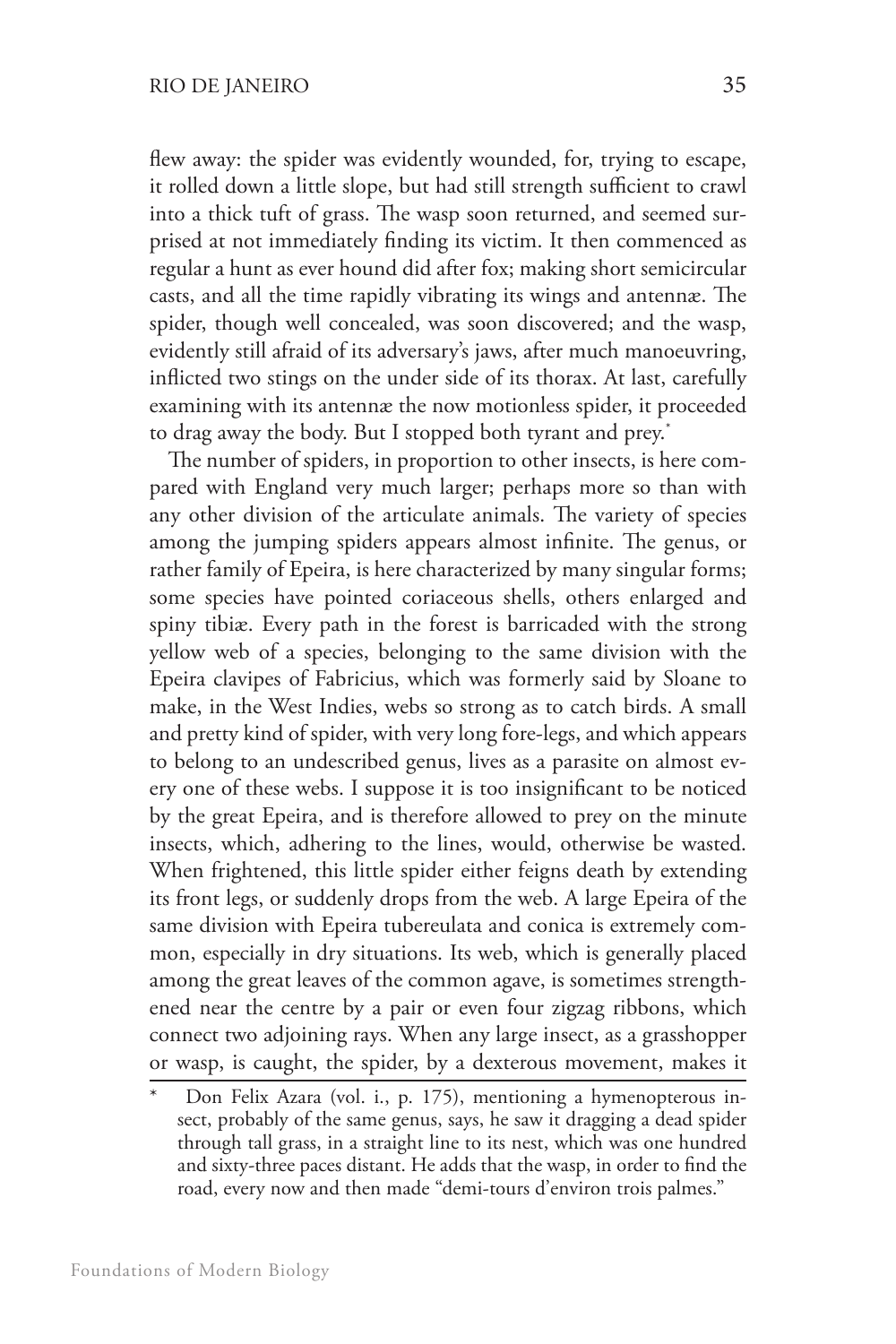flew away: the spider was evidently wounded, for, trying to escape, it rolled down a little slope, but had still strength sufficient to crawl into a thick tuft of grass. The wasp soon returned, and seemed surprised at not immediately finding its victim. It then commenced as regular a hunt as ever hound did after fox; making short semicircular casts, and all the time rapidly vibrating its wings and antennæ. The spider, though well concealed, was soon discovered; and the wasp, evidently still afraid of its adversary's jaws, after much manoeuvring, inflicted two stings on the under side of its thorax. At last, carefully examining with its antennæ the now motionless spider, it proceeded to drag away the body. But I stopped both tyrant and prey.*

The number of spiders, in proportion to other insects, is here compared with England very much larger; perhaps more so than with any other division of the articulate animals. The variety of species among the jumping spiders appears almost infinite. The genus, or rather family of Epeira, is here characterized by many singular forms; some species have pointed coriaceous shells, others enlarged and spiny tibiæ. Every path in the forest is barricaded with the strong yellow web of a species, belonging to the same division with the Epeira clavipes of Fabricius, which was formerly said by Sloane to make, in the West Indies, webs so strong as to catch birds. A small and pretty kind of spider, with very long fore-legs, and which appears to belong to an undescribed genus, lives as a parasite on almost every one of these webs. I suppose it is too insignificant to be noticed by the great Epeira, and is therefore allowed to prey on the minute insects, which, adhering to the lines, would, otherwise be wasted. When frightened, this little spider either feigns death by extending its front legs, or suddenly drops from the web. A large Epeira of the same division with Epeira tubereulata and conica is extremely common, especially in dry situations. Its web, which is generally placed among the great leaves of the common agave, is sometimes strengthened near the centre by a pair or even four zigzag ribbons, which connect two adjoining rays. When any large insect, as a grasshopper or wasp, is caught, the spider, by a dexterous movement, makes it

\* Don Felix Azara (vol. i., p. 175), mentioning a hymenopterous insect, probably of the same genus, says, he saw it dragging a dead spider through tall grass, in a straight line to its nest, which was one hundred and sixty-three paces distant. He adds that the wasp, in order to find the road, every now and then made "demi-tours d'environ trois palmes."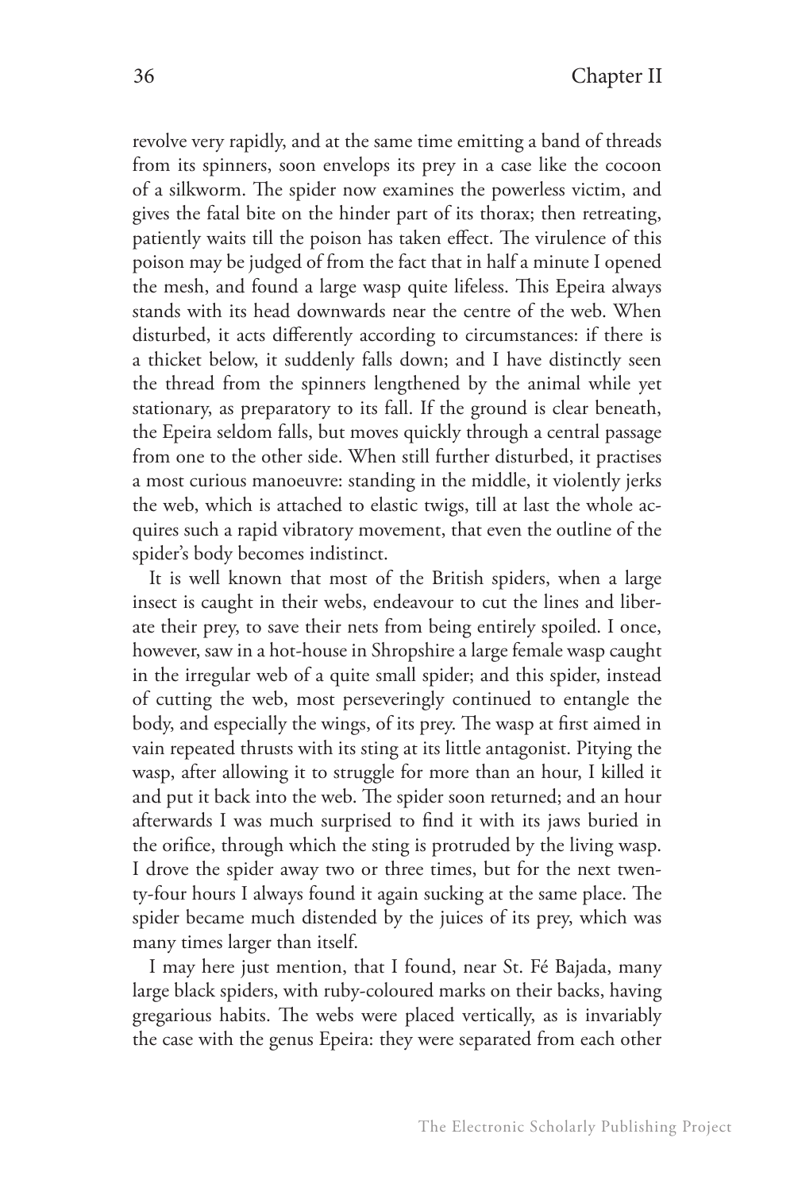revolve very rapidly, and at the same time emitting a band of threads from its spinners, soon envelops its prey in a case like the cocoon of a silkworm. The spider now examines the powerless victim, and gives the fatal bite on the hinder part of its thorax; then retreating, patiently waits till the poison has taken effect. The virulence of this poison may be judged of from the fact that in half a minute I opened the mesh, and found a large wasp quite lifeless. This Epeira always stands with its head downwards near the centre of the web. When disturbed, it acts differently according to circumstances: if there is a thicket below, it suddenly falls down; and I have distinctly seen the thread from the spinners lengthened by the animal while yet stationary, as preparatory to its fall. If the ground is clear beneath, the Epeira seldom falls, but moves quickly through a central passage from one to the other side. When still further disturbed, it practises a most curious manoeuvre: standing in the middle, it violently jerks the web, which is attached to elastic twigs, till at last the whole acquires such a rapid vibratory movement, that even the outline of the spider's body becomes indistinct.

It is well known that most of the British spiders, when a large insect is caught in their webs, endeavour to cut the lines and liberate their prey, to save their nets from being entirely spoiled. I once, however, saw in a hot-house in Shropshire a large female wasp caught in the irregular web of a quite small spider; and this spider, instead of cutting the web, most perseveringly continued to entangle the body, and especially the wings, of its prey. The wasp at first aimed in vain repeated thrusts with its sting at its little antagonist. Pitying the wasp, after allowing it to struggle for more than an hour, I killed it and put it back into the web. The spider soon returned; and an hour afterwards I was much surprised to find it with its jaws buried in the orifice, through which the sting is protruded by the living wasp. I drove the spider away two or three times, but for the next twenty-four hours I always found it again sucking at the same place. The spider became much distended by the juices of its prey, which was many times larger than itself.

I may here just mention, that I found, near St. Fé Bajada, many large black spiders, with ruby-coloured marks on their backs, having gregarious habits. The webs were placed vertically, as is invariably the case with the genus Epeira: they were separated from each other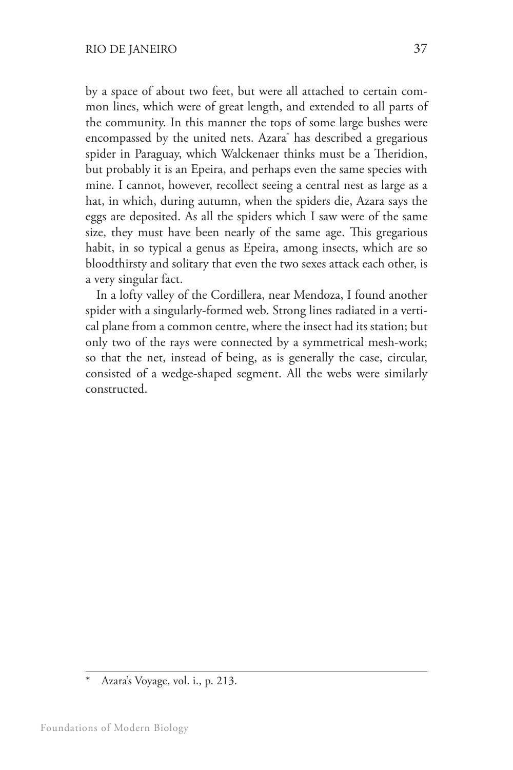by a space of about two feet, but were all attached to certain common lines, which were of great length, and extended to all parts of the community. In this manner the tops of some large bushes were encompassed by the united nets. Azara* has described a gregarious spider in Paraguay, which Walckenaer thinks must be a Theridion, but probably it is an Epeira, and perhaps even the same species with mine. I cannot, however, recollect seeing a central nest as large as a hat, in which, during autumn, when the spiders die, Azara says the eggs are deposited. As all the spiders which I saw were of the same size, they must have been nearly of the same age. This gregarious habit, in so typical a genus as Epeira, among insects, which are so bloodthirsty and solitary that even the two sexes attack each other, is a very singular fact.

In a lofty valley of the Cordillera, near Mendoza, I found another spider with a singularly-formed web. Strong lines radiated in a vertical plane from a common centre, where the insect had its station; but only two of the rays were connected by a symmetrical mesh-work; so that the net, instead of being, as is generally the case, circular, consisted of a wedge-shaped segment. All the webs were similarly constructed.

---

\* Azara's Voyage, vol. i., p. 213.